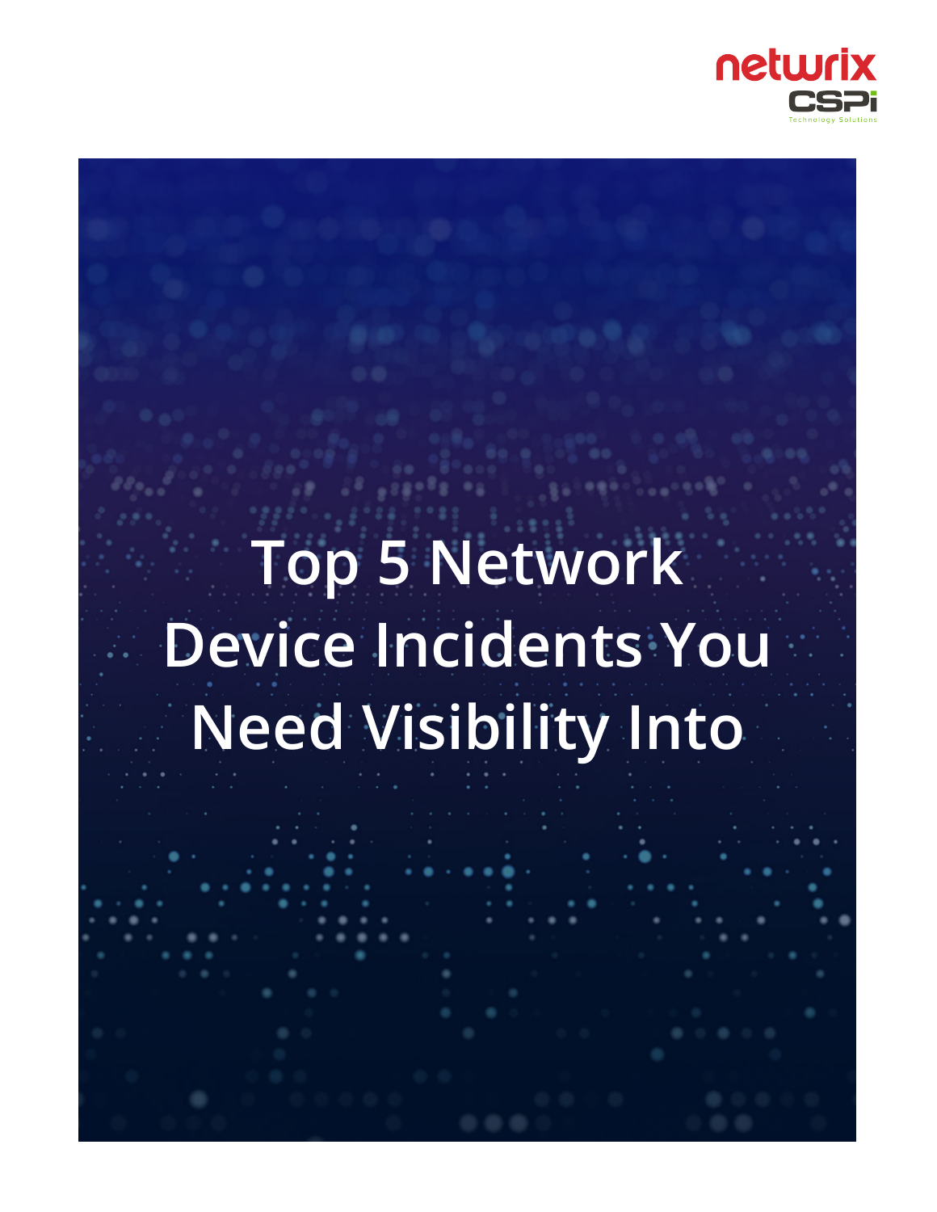netwrix

CSPi Technology Solutions

# Top 5 Network Device Incidents You Need Visibility Into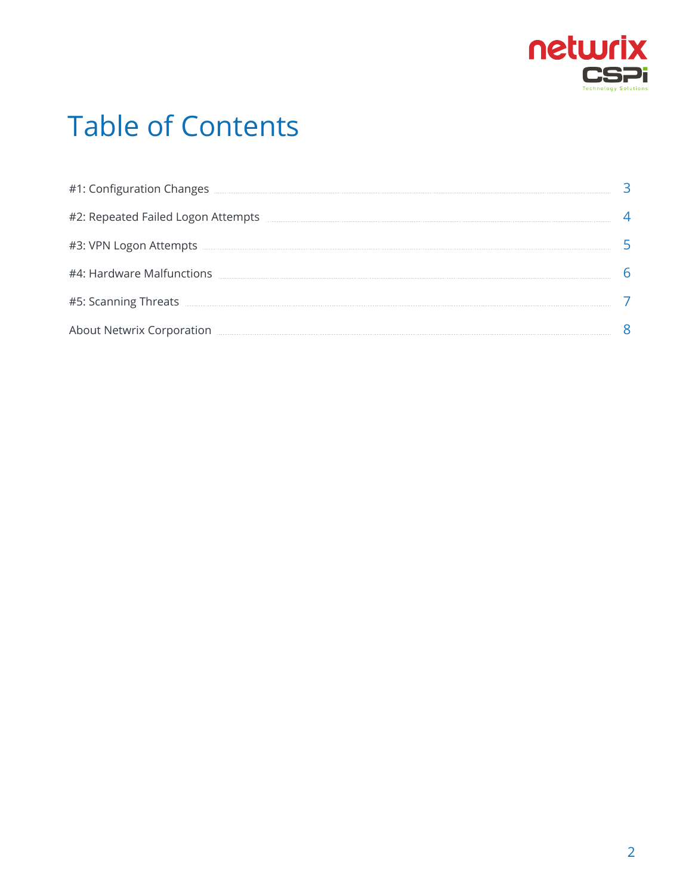# Table of Contents

| | |
|---|---|
| #1: Configuration Changes | 3 |
| #2: Repeated Failed Logon Attempts | 4 |
| #3: VPN Logon Attempts | 5 |
| #4: Hardware Malfunctions | 6 |
| #5: Scanning Threats | 7 |
| About Netwrix Corporation | 8 |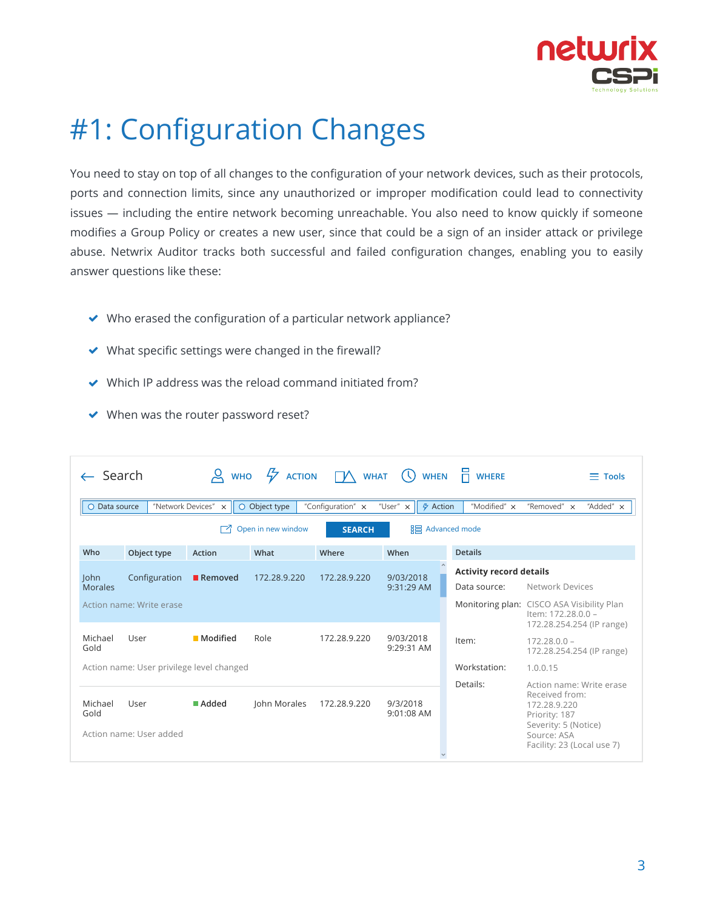# #1: Configuration Changes

You need to stay on top of all changes to the configuration of your network devices, such as their protocols, ports and connection limits, since any unauthorized or improper modification could lead to connectivity issues — including the entire network becoming unreachable. You also need to know quickly if someone modifies a Group Policy or creates a new user, since that could be a sign of an insider attack or privilege abuse. Netwrix Auditor tracks both successful and failed configuration changes, enabling you to easily answer questions like these:

- Who erased the configuration of a particular network appliance?
- What specific settings were changed in the firewall?
- Which IP address was the reload command initiated from?
- When was the router password reset?

Search | WHO | ACTION | WHAT | WHEN | WHERE | Tools

Data source "Network Devices" × | Object type "Configuration" × "User" × | Action "Modified" × "Removed" × "Added" ×

Open in new window | SEARCH | Advanced mode

| Who | Object type | Action | What | Where | When |
|---|---|---|---|---|---|
| John Morales | Configuration | Removed | 172.28.9.220 | 172.28.9.220 | 9/03/2018 9:31:29 AM |
| Action name: Write erase | | | | | |
| Michael Gold | User | Modified | Role | 172.28.9.220 | 9/03/2018 9:29:31 AM |
| Action name: User privilege level changed | | | | | |
| Michael Gold | User | Added | John Morales | 172.28.9.220 | 9/3/2018 9:01:08 AM |
| Action name: User added | | | | | |

**Details**

**Activity record details**

| | |
|---|---|
| Data source: | Network Devices |
| Monitoring plan: | CISCO ASA Visibility Plan Item: 172.28.0.0 – 172.28.254.254 (IP range) |
| Item: | 172.28.0.0 – 172.28.254.254 (IP range) |
| Workstation: | 1.0.0.15 |
| Details: | Action name: Write erase Received from: 172.28.9.220 Priority: 187 Severity: 5 (Notice) Source: ASA Facility: 23 (Local use 7) |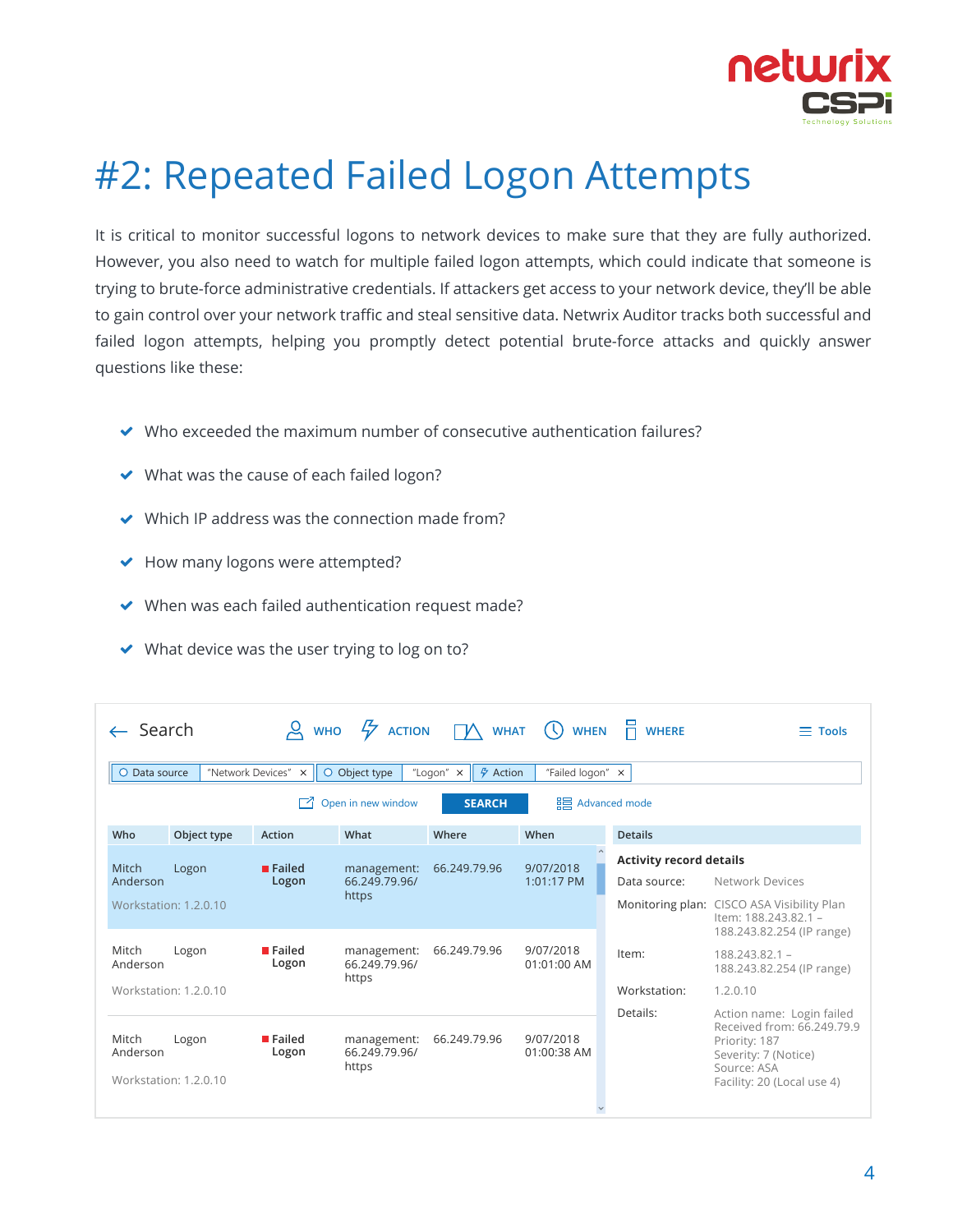# #2: Repeated Failed Logon Attempts

It is critical to monitor successful logons to network devices to make sure that they are fully authorized. However, you also need to watch for multiple failed logon attempts, which could indicate that someone is trying to brute-force administrative credentials. If attackers get access to your network device, they'll be able to gain control over your network traffic and steal sensitive data. Netwrix Auditor tracks both successful and failed logon attempts, helping you promptly detect potential brute-force attacks and quickly answer questions like these:

- Who exceeded the maximum number of consecutive authentication failures?
- What was the cause of each failed logon?
- Which IP address was the connection made from?
- How many logons were attempted?
- When was each failed authentication request made?
- What device was the user trying to log on to?

Search | WHO | ACTION | WHAT | WHEN | WHERE | Tools

Data source: "Network Devices" | Object type: "Logon" | Action: "Failed logon"

Open in new window | SEARCH | Advanced mode

| Who | Object type | Action | What | Where | When |
|---|---|---|---|---|---|
| Mitch Anderson<br>Workstation: 1.2.0.10 | Logon | Failed Logon | management: 66.249.79.96/ https | 66.249.79.96 | 9/07/2018 1:01:17 PM |
| Mitch Anderson<br>Workstation: 1.2.0.10 | Logon | Failed Logon | management: 66.249.79.96/ https | 66.249.79.96 | 9/07/2018 01:01:00 AM |
| Mitch Anderson<br>Workstation: 1.2.0.10 | Logon | Failed Logon | management: 66.249.79.96/ https | 66.249.79.96 | 9/07/2018 01:00:38 AM |

**Details**

**Activity record details**

| | |
|---|---|
| Data source: | Network Devices |
| Monitoring plan: | CISCO ASA Visibility Plan<br>Item: 188.243.82.1 – 188.243.82.254 (IP range) |
| Item: | 188.243.82.1 – 188.243.82.254 (IP range) |
| Workstation: | 1.2.0.10 |
| Details: | Action name: Login failed<br>Received from: 66.249.79.9<br>Priority: 187<br>Severity: 7 (Notice)<br>Source: ASA<br>Facility: 20 (Local use 4) |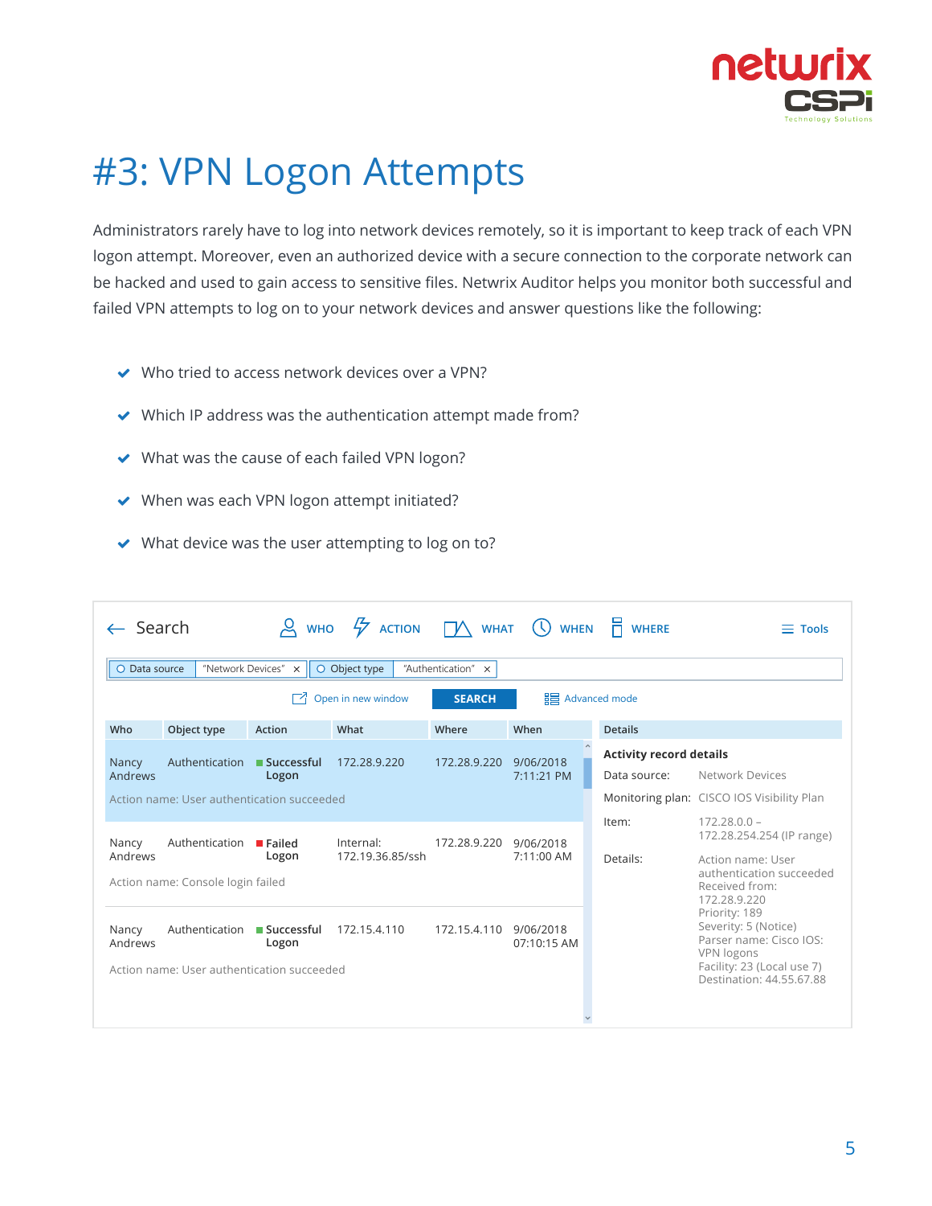# #3: VPN Logon Attempts

Administrators rarely have to log into network devices remotely, so it is important to keep track of each VPN logon attempt. Moreover, even an authorized device with a secure connection to the corporate network can be hacked and used to gain access to sensitive files. Netwrix Auditor helps you monitor both successful and failed VPN attempts to log on to your network devices and answer questions like the following:

- Who tried to access network devices over a VPN?
- Which IP address was the authentication attempt made from?
- What was the cause of each failed VPN logon?
- When was each VPN logon attempt initiated?
- What device was the user attempting to log on to?

Search | WHO | ACTION | WHAT | WHEN | WHERE | Tools

Data source "Network Devices" × | Object type "Authentication" ×

Open in new window | SEARCH | Advanced mode

| Who | Object type | Action | What | Where | When |
|---|---|---|---|---|---|
| Nancy Andrews | Authentication | Successful Logon | 172.28.9.220 | 172.28.9.220 | 9/06/2018 7:11:21 PM |
| Action name: User authentication succeeded | | | | | |
| Nancy Andrews | Authentication | Failed Logon | Internal: 172.19.36.85/ssh | 172.28.9.220 | 9/06/2018 7:11:00 AM |
| Action name: Console login failed | | | | | |
| Nancy Andrews | Authentication | Successful Logon | 172.15.4.110 | 172.15.4.110 | 9/06/2018 07:10:15 AM |
| Action name: User authentication succeeded | | | | | |

**Details**

**Activity record details**

| | |
|---|---|
| Data source: | Network Devices |
| Monitoring plan: | CISCO IOS Visibility Plan |
| Item: | 172.28.0.0 – 172.28.254.254 (IP range) |
| Details: | Action name: User authentication succeeded Received from: 172.28.9.220 Priority: 189 Severity: 5 (Notice) Parser name: Cisco IOS: VPN logons Facility: 23 (Local use 7) Destination: 44.55.67.88 |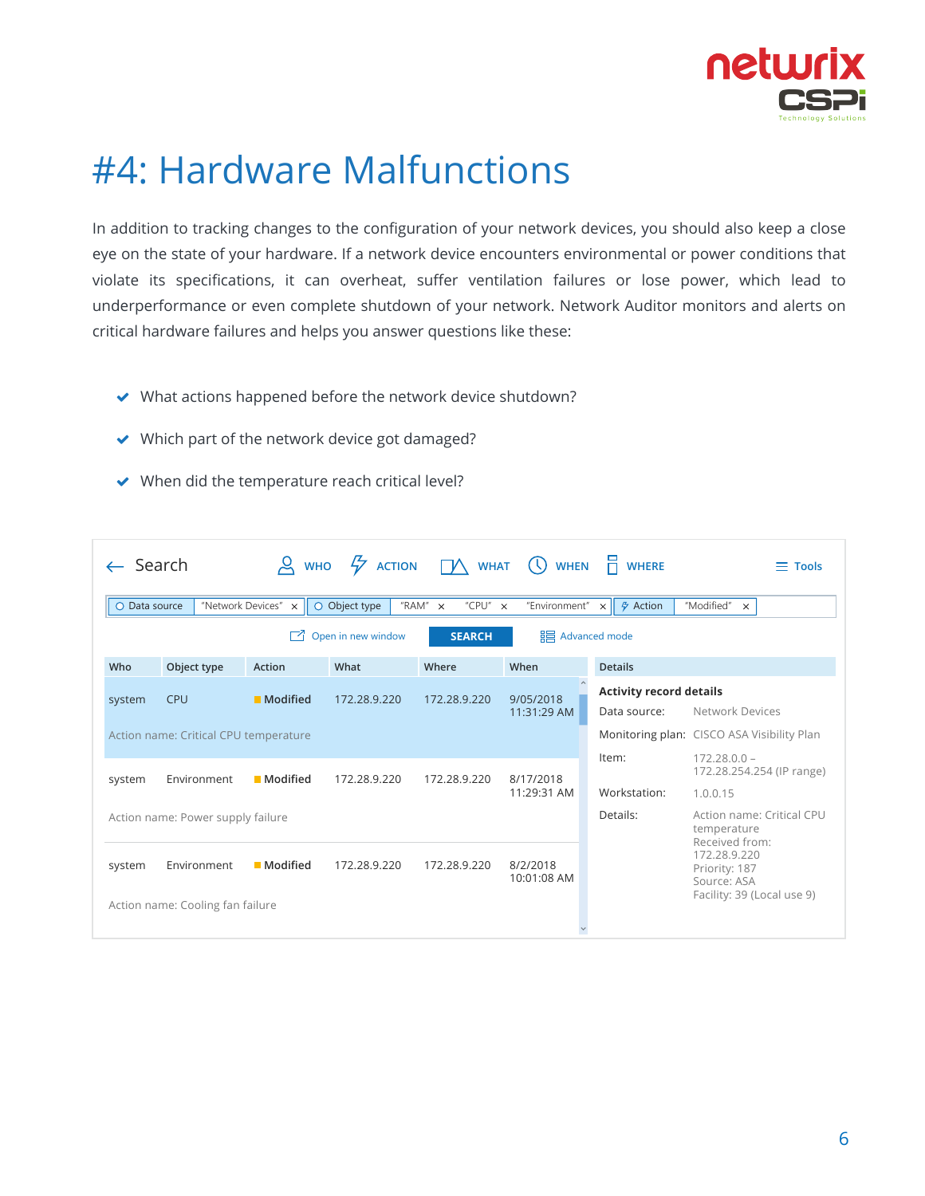# #4: Hardware Malfunctions

In addition to tracking changes to the configuration of your network devices, you should also keep a close eye on the state of your hardware. If a network device encounters environmental or power conditions that violate its specifications, it can overheat, suffer ventilation failures or lose power, which lead to underperformance or even complete shutdown of your network. Network Auditor monitors and alerts on critical hardware failures and helps you answer questions like these:

- What actions happened before the network device shutdown?
- Which part of the network device got damaged?
- When did the temperature reach critical level?

Search | WHO | ACTION | WHAT | WHEN | WHERE | Tools

Data source "Network Devices" × | Object type "RAM" × "CPU" × "Environment" × | Action "Modified" ×

Open in new window | SEARCH | Advanced mode

| Who | Object type | Action | What | Where | When |
|---|---|---|---|---|---|
| system | CPU | Modified | 172.28.9.220 | 172.28.9.220 | 9/05/2018 11:31:29 AM |
| Action name: Critical CPU temperature | | | | | |
| system | Environment | Modified | 172.28.9.220 | 172.28.9.220 | 8/17/2018 11:29:31 AM |
| Action name: Power supply failure | | | | | |
| system | Environment | Modified | 172.28.9.220 | 172.28.9.220 | 8/2/2018 10:01:08 AM |
| Action name: Cooling fan failure | | | | | |

**Details**

**Activity record details**

| | |
|---|---|
| Data source: | Network Devices |
| Monitoring plan: | CISCO ASA Visibility Plan |
| Item: | 172.28.0.0 – 172.28.254.254 (IP range) |
| Workstation: | 1.0.0.15 |
| Details: | Action name: Critical CPU temperature Received from: 172.28.9.220 Priority: 187 Source: ASA Facility: 39 (Local use 9) |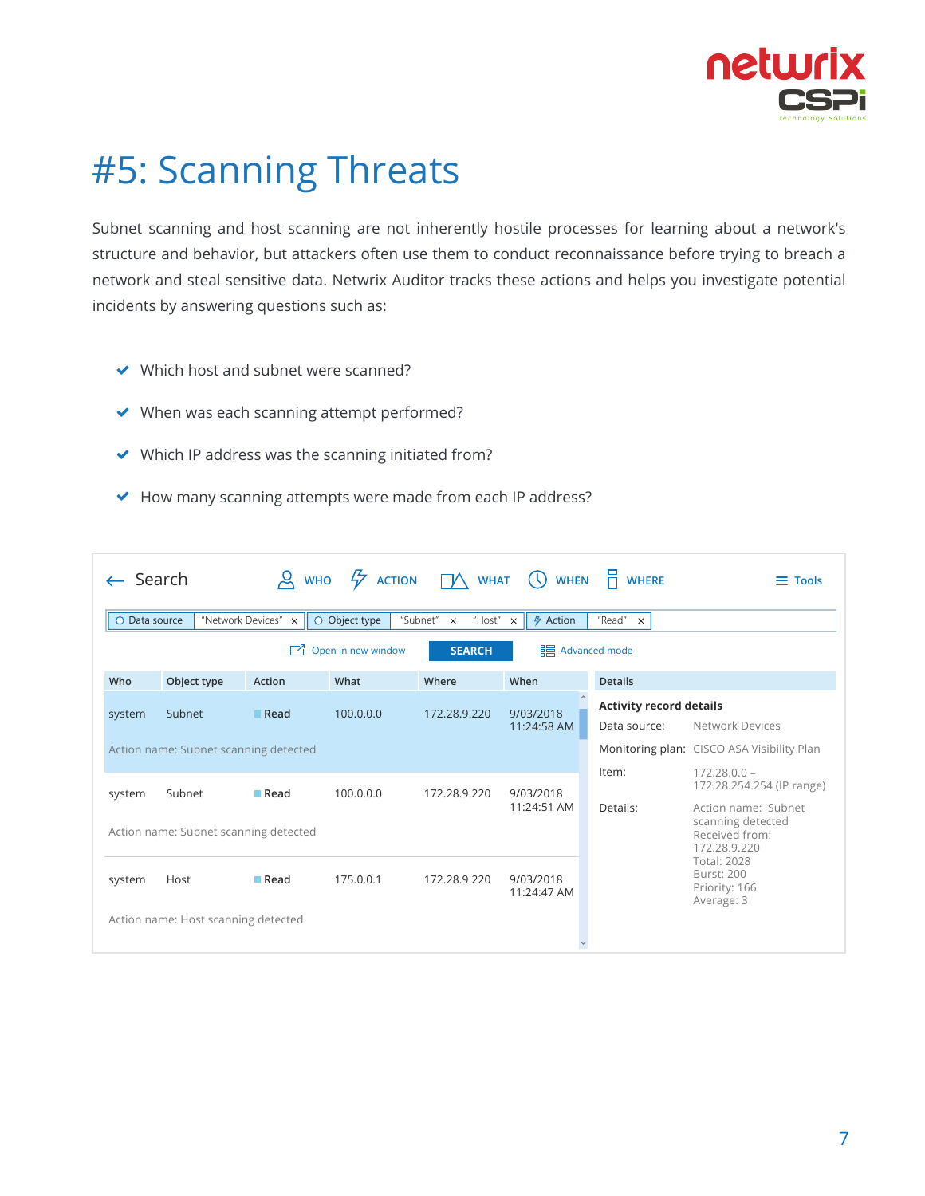# #5: Scanning Threats

Subnet scanning and host scanning are not inherently hostile processes for learning about a network's structure and behavior, but attackers often use them to conduct reconnaissance before trying to breach a network and steal sensitive data. Netwrix Auditor tracks these actions and helps you investigate potential incidents by answering questions such as:

- Which host and subnet were scanned?
- When was each scanning attempt performed?
- Which IP address was the scanning initiated from?
- How many scanning attempts were made from each IP address?

Search | WHO | ACTION | WHAT | WHEN | WHERE | Tools

Data source "Network Devices" × | Object type "Subnet" × "Host" × | Action "Read" ×

Open in new window | SEARCH | Advanced mode

| Who | Object type | Action | What | Where | When |
|---|---|---|---|---|---|
| system | Subnet | Read | 100.0.0.0 | 172.28.9.220 | 9/03/2018 11:24:58 AM |
| Action name: Subnet scanning detected | | | | | |
| system | Subnet | Read | 100.0.0.0 | 172.28.9.220 | 9/03/2018 11:24:51 AM |
| Action name: Subnet scanning detected | | | | | |
| system | Host | Read | 175.0.0.1 | 172.28.9.220 | 9/03/2018 11:24:47 AM |
| Action name: Host scanning detected | | | | | |

**Details**

**Activity record details**

| | |
|---|---|
| Data source: | Network Devices |
| Monitoring plan: | CISCO ASA Visibility Plan |
| Item: | 172.28.0.0 – 172.28.254.254 (IP range) |
| Details: | Action name: Subnet scanning detected Received from: 172.28.9.220 Total: 2028 Burst: 200 Priority: 166 Average: 3 |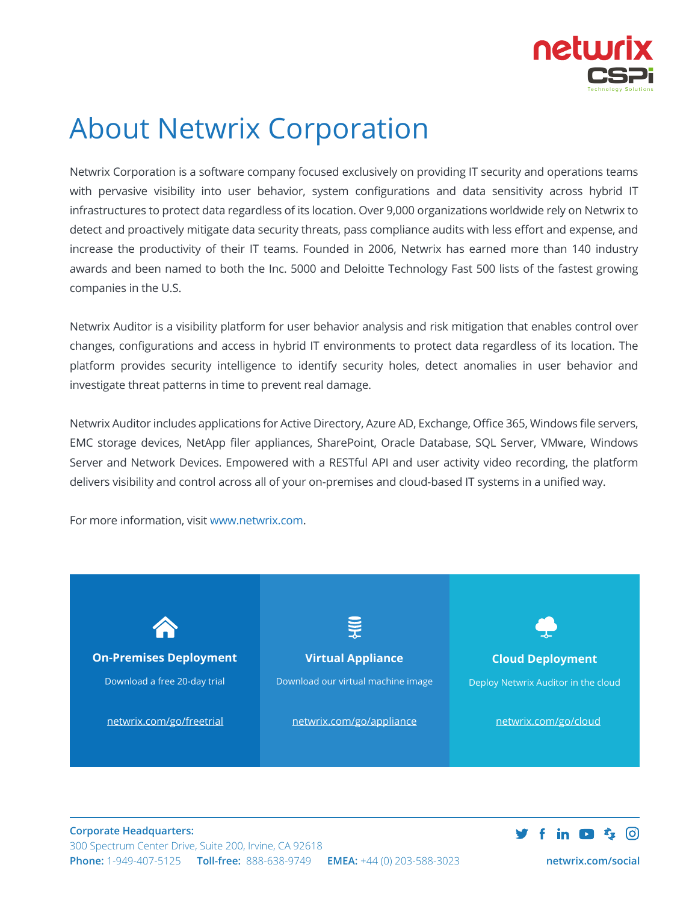# About Netwrix Corporation

Netwrix Corporation is a software company focused exclusively on providing IT security and operations teams with pervasive visibility into user behavior, system configurations and data sensitivity across hybrid IT infrastructures to protect data regardless of its location. Over 9,000 organizations worldwide rely on Netwrix to detect and proactively mitigate data security threats, pass compliance audits with less effort and expense, and increase the productivity of their IT teams. Founded in 2006, Netwrix has earned more than 140 industry awards and been named to both the Inc. 5000 and Deloitte Technology Fast 500 lists of the fastest growing companies in the U.S.

Netwrix Auditor is a visibility platform for user behavior analysis and risk mitigation that enables control over changes, configurations and access in hybrid IT environments to protect data regardless of its location. The platform provides security intelligence to identify security holes, detect anomalies in user behavior and investigate threat patterns in time to prevent real damage.

Netwrix Auditor includes applications for Active Directory, Azure AD, Exchange, Office 365, Windows file servers, EMC storage devices, NetApp filer appliances, SharePoint, Oracle Database, SQL Server, VMware, Windows Server and Network Devices. Empowered with a RESTful API and user activity video recording, the platform delivers visibility and control across all of your on-premises and cloud-based IT systems in a unified way.

For more information, visit www.netwrix.com.

**On-Premises Deployment**

Download a free 20-day trial

netwrix.com/go/freetrial

**Virtual Appliance**

Download our virtual machine image

netwrix.com/go/appliance

**Cloud Deployment**

Deploy Netwrix Auditor in the cloud

netwrix.com/go/cloud

**Corporate Headquarters:**

300 Spectrum Center Drive, Suite 200, Irvine, CA 92618

**Phone:** 1-949-407-5125 **Toll-free:** 888-638-9749 **EMEA:** +44 (0) 203-588-3023

**netwrix.com/social**